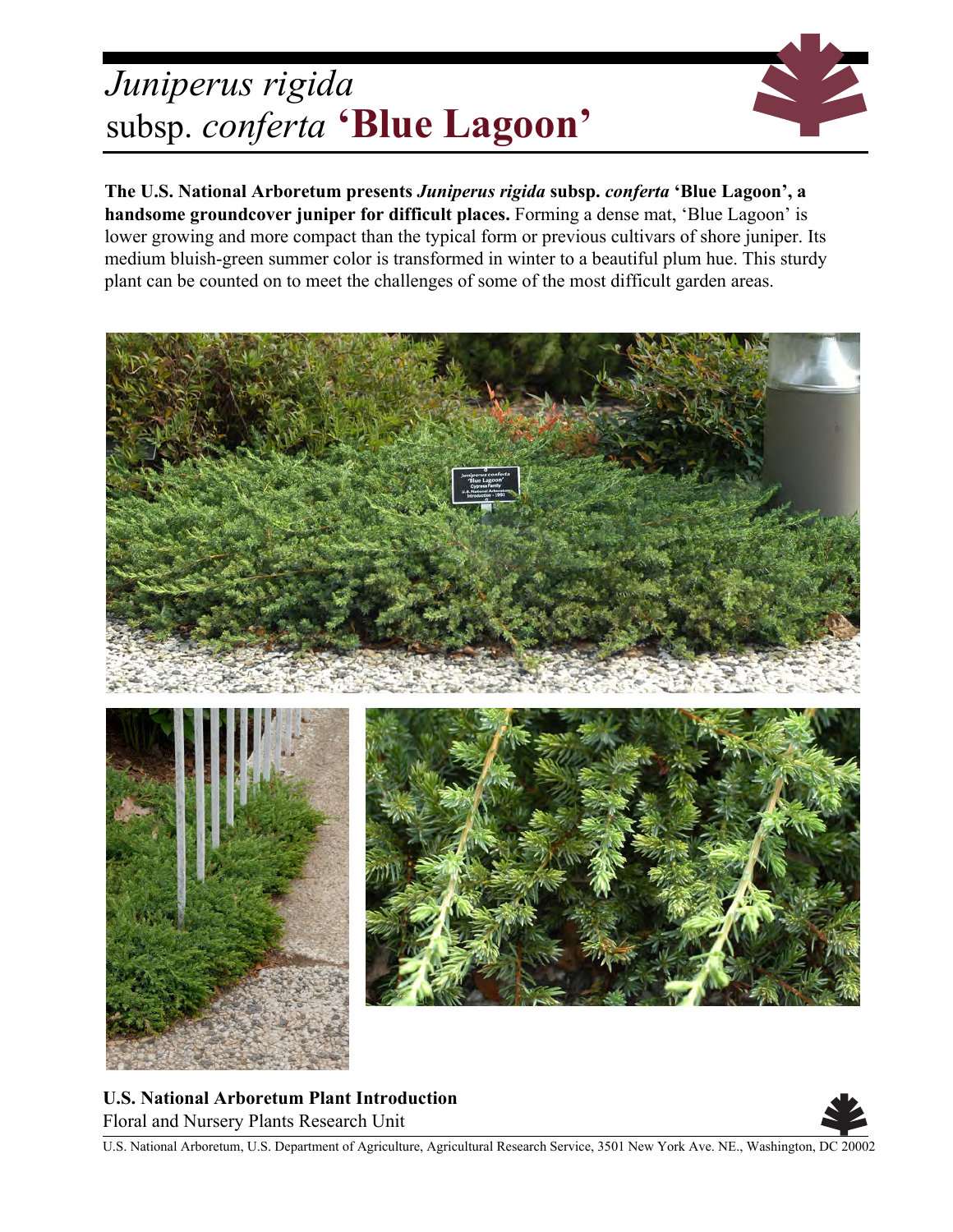# *Juniperus rigida* subsp. *conferta* **'Blue Lagoon'**

**The U.S. National Arboretum presents *Juniperus rigida* subsp. *conferta* 'Blue Lagoon', a handsome groundcover juniper for difficult places.** Forming a dense mat, 'Blue Lagoon' is lower growing and more compact than the typical form or previous cultivars of shore juniper. Its medium bluish-green summer color is transformed in winter to a beautiful plum hue. This sturdy plant can be counted on to meet the challenges of some of the most difficult garden areas.

**U.S. National Arboretum Plant Introduction**

Floral and Nursery Plants Research Unit

U.S. National Arboretum, U.S. Department of Agriculture, Agricultural Research Service, 3501 New York Ave. NE., Washington, DC 20002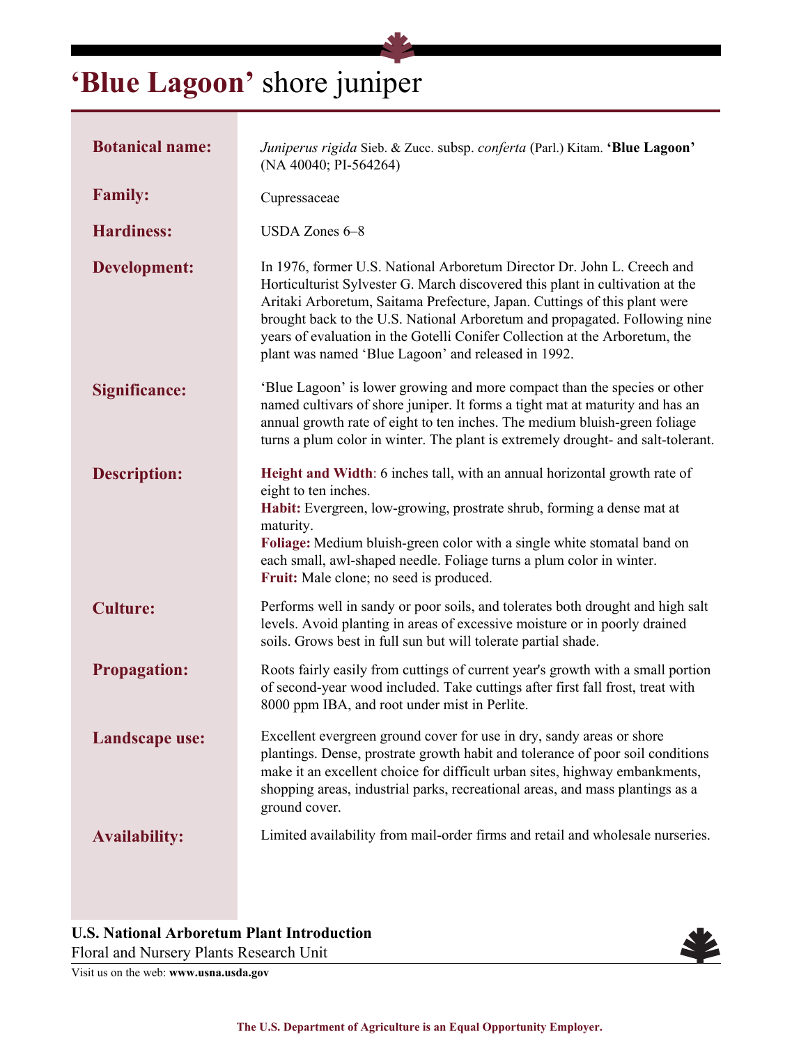# **'Blue Lagoon'** shore juniper

**Botanical name:** *Juniperus rigida* Sieb. & Zucc. subsp. *conferta* (Parl.) Kitam. **'Blue Lagoon'** (NA 40040; PI-564264)

**Family:** Cupressaceae

**Hardiness:** USDA Zones 6–8

**Development:** In 1976, former U.S. National Arboretum Director Dr. John L. Creech and Horticulturist Sylvester G. March discovered this plant in cultivation at the Aritaki Arboretum, Saitama Prefecture, Japan. Cuttings of this plant were brought back to the U.S. National Arboretum and propagated. Following nine years of evaluation in the Gotelli Conifer Collection at the Arboretum, the plant was named 'Blue Lagoon' and released in 1992.

**Significance:** 'Blue Lagoon' is lower growing and more compact than the species or other named cultivars of shore juniper. It forms a tight mat at maturity and has an annual growth rate of eight to ten inches. The medium bluish-green foliage turns a plum color in winter. The plant is extremely drought- and salt-tolerant.

**Description:**
**Height and Width**: 6 inches tall, with an annual horizontal growth rate of eight to ten inches.
**Habit:** Evergreen, low-growing, prostrate shrub, forming a dense mat at maturity.
**Foliage:** Medium bluish-green color with a single white stomatal band on each small, awl-shaped needle. Foliage turns a plum color in winter.
**Fruit:** Male clone; no seed is produced.

**Culture:** Performs well in sandy or poor soils, and tolerates both drought and high salt levels. Avoid planting in areas of excessive moisture or in poorly drained soils. Grows best in full sun but will tolerate partial shade.

**Propagation:** Roots fairly easily from cuttings of current year's growth with a small portion of second-year wood included. Take cuttings after first fall frost, treat with 8000 ppm IBA, and root under mist in Perlite.

**Landscape use:** Excellent evergreen ground cover for use in dry, sandy areas or shore plantings. Dense, prostrate growth habit and tolerance of poor soil conditions make it an excellent choice for difficult urban sites, highway embankments, shopping areas, industrial parks, recreational areas, and mass plantings as a ground cover.

**Availability:** Limited availability from mail-order firms and retail and wholesale nurseries.

**U.S. National Arboretum Plant Introduction**
Floral and Nursery Plants Research Unit

Visit us on the web: **www.usna.usda.gov**

**The U.S. Department of Agriculture is an Equal Opportunity Employer.**